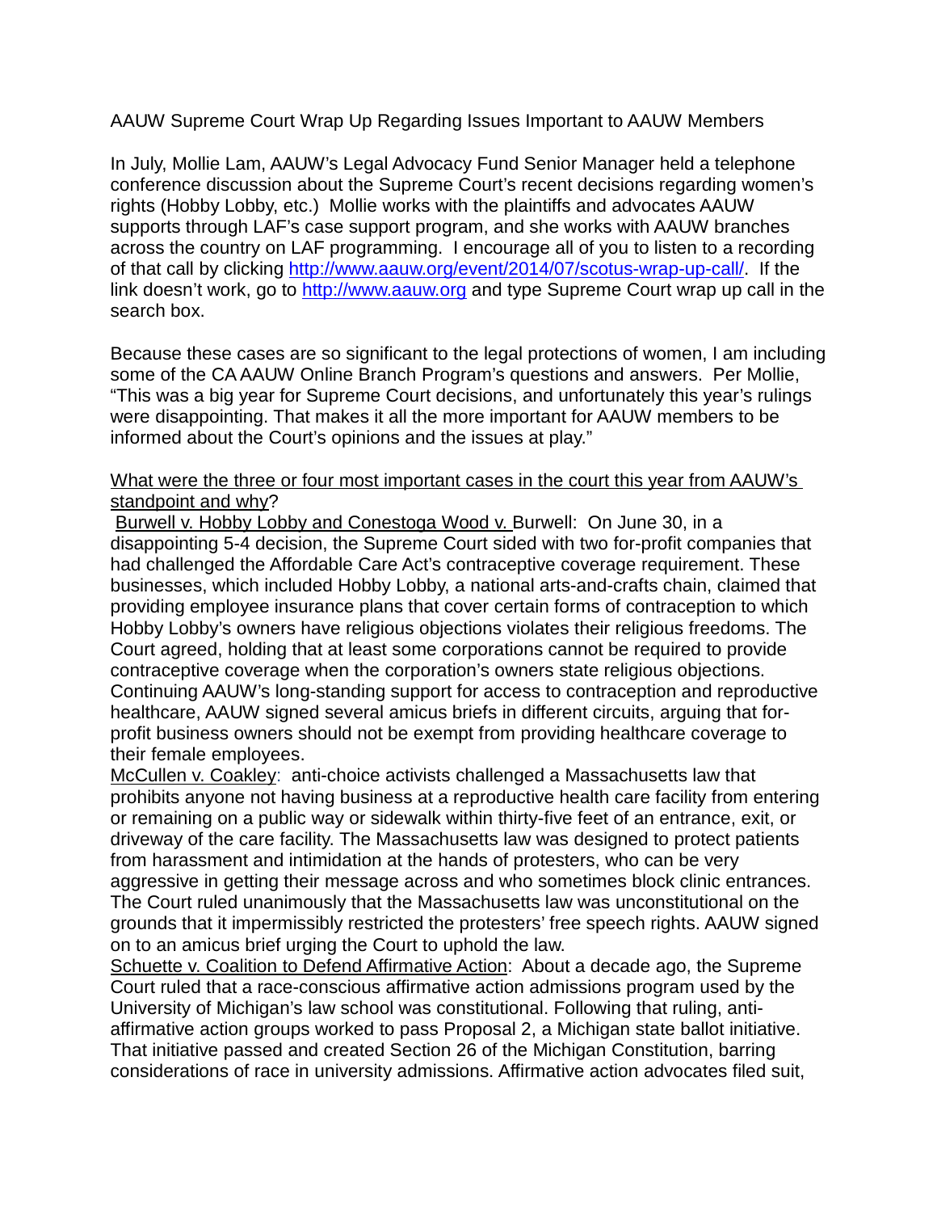AAUW Supreme Court Wrap Up Regarding Issues Important to AAUW Members

In July, Mollie Lam, AAUW's Legal Advocacy Fund Senior Manager held a telephone conference discussion about the Supreme Court's recent decisions regarding women's rights (Hobby Lobby, etc.) Mollie works with the plaintiffs and advocates AAUW supports through LAF's case support program, and she works with AAUW branches across the country on LAF programming. I encourage all of you to listen to a recording of that call by clicking http://www.aauw.org/event/2014/07/scotus-wrap-up-call/. If the link doesn't work, go to http://www.aauw.org and type Supreme Court wrap up call in the search box.

Because these cases are so significant to the legal protections of women, I am including some of the CA AAUW Online Branch Program's questions and answers. Per Mollie, "This was a big year for Supreme Court decisions, and unfortunately this year's rulings were disappointing. That makes it all the more important for AAUW members to be informed about the Court's opinions and the issues at play."

<u>What were the three or four most important cases in the court this year from AAUW's standpoint and why</u>?

<u>Burwell v. Hobby Lobby and Conestoga Wood v.</u> Burwell: On June 30, in a disappointing 5-4 decision, the Supreme Court sided with two for-profit companies that had challenged the Affordable Care Act's contraceptive coverage requirement. These businesses, which included Hobby Lobby, a national arts-and-crafts chain, claimed that providing employee insurance plans that cover certain forms of contraception to which Hobby Lobby's owners have religious objections violates their religious freedoms. The Court agreed, holding that at least some corporations cannot be required to provide contraceptive coverage when the corporation's owners state religious objections. Continuing AAUW's long-standing support for access to contraception and reproductive healthcare, AAUW signed several amicus briefs in different circuits, arguing that for-profit business owners should not be exempt from providing healthcare coverage to their female employees.

<u>McCullen v. Coakley</u>: anti-choice activists challenged a Massachusetts law that prohibits anyone not having business at a reproductive health care facility from entering or remaining on a public way or sidewalk within thirty-five feet of an entrance, exit, or driveway of the care facility. The Massachusetts law was designed to protect patients from harassment and intimidation at the hands of protesters, who can be very aggressive in getting their message across and who sometimes block clinic entrances. The Court ruled unanimously that the Massachusetts law was unconstitutional on the grounds that it impermissibly restricted the protesters' free speech rights. AAUW signed on to an amicus brief urging the Court to uphold the law.

<u>Schuette v. Coalition to Defend Affirmative Action</u>: About a decade ago, the Supreme Court ruled that a race-conscious affirmative action admissions program used by the University of Michigan's law school was constitutional. Following that ruling, anti-affirmative action groups worked to pass Proposal 2, a Michigan state ballot initiative. That initiative passed and created Section 26 of the Michigan Constitution, barring considerations of race in university admissions. Affirmative action advocates filed suit,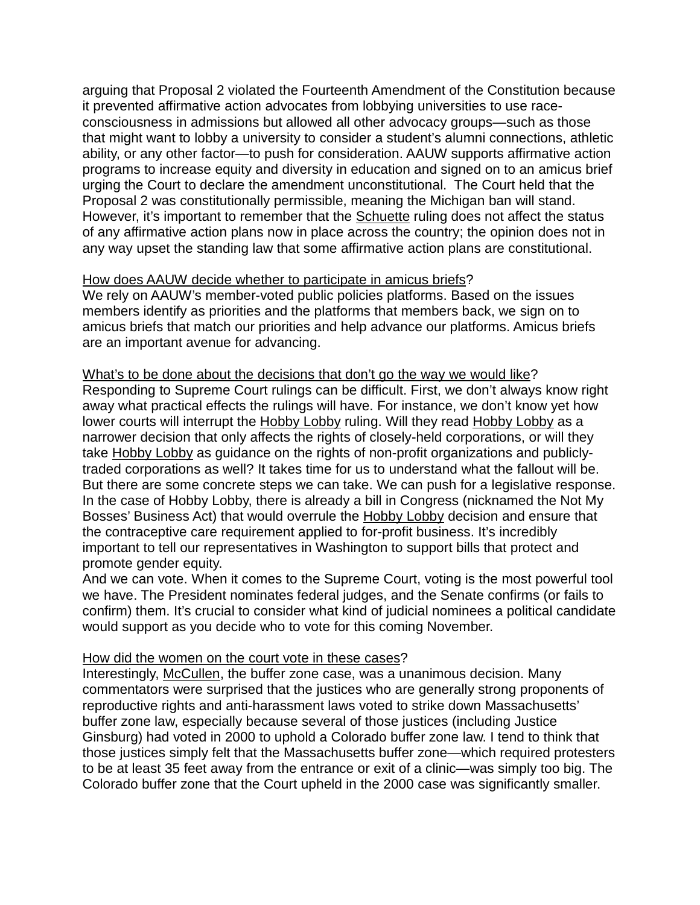arguing that Proposal 2 violated the Fourteenth Amendment of the Constitution because it prevented affirmative action advocates from lobbying universities to use race-consciousness in admissions but allowed all other advocacy groups—such as those that might want to lobby a university to consider a student's alumni connections, athletic ability, or any other factor—to push for consideration. AAUW supports affirmative action programs to increase equity and diversity in education and signed on to an amicus brief urging the Court to declare the amendment unconstitutional. The Court held that the Proposal 2 was constitutionally permissible, meaning the Michigan ban will stand. However, it's important to remember that the Schuette ruling does not affect the status of any affirmative action plans now in place across the country; the opinion does not in any way upset the standing law that some affirmative action plans are constitutional.

How does AAUW decide whether to participate in amicus briefs?
We rely on AAUW's member-voted public policies platforms. Based on the issues members identify as priorities and the platforms that members back, we sign on to amicus briefs that match our priorities and help advance our platforms. Amicus briefs are an important avenue for advancing.

What's to be done about the decisions that don't go the way we would like?
Responding to Supreme Court rulings can be difficult. First, we don't always know right away what practical effects the rulings will have. For instance, we don't know yet how lower courts will interrupt the Hobby Lobby ruling. Will they read Hobby Lobby as a narrower decision that only affects the rights of closely-held corporations, or will they take Hobby Lobby as guidance on the rights of non-profit organizations and publicly-traded corporations as well? It takes time for us to understand what the fallout will be. But there are some concrete steps we can take. We can push for a legislative response. In the case of Hobby Lobby, there is already a bill in Congress (nicknamed the Not My Bosses' Business Act) that would overrule the Hobby Lobby decision and ensure that the contraceptive care requirement applied to for-profit business. It's incredibly important to tell our representatives in Washington to support bills that protect and promote gender equity.
And we can vote. When it comes to the Supreme Court, voting is the most powerful tool we have. The President nominates federal judges, and the Senate confirms (or fails to confirm) them. It's crucial to consider what kind of judicial nominees a political candidate would support as you decide who to vote for this coming November.

How did the women on the court vote in these cases?
Interestingly, McCullen, the buffer zone case, was a unanimous decision. Many commentators were surprised that the justices who are generally strong proponents of reproductive rights and anti-harassment laws voted to strike down Massachusetts' buffer zone law, especially because several of those justices (including Justice Ginsburg) had voted in 2000 to uphold a Colorado buffer zone law. I tend to think that those justices simply felt that the Massachusetts buffer zone—which required protesters to be at least 35 feet away from the entrance or exit of a clinic—was simply too big. The Colorado buffer zone that the Court upheld in the 2000 case was significantly smaller.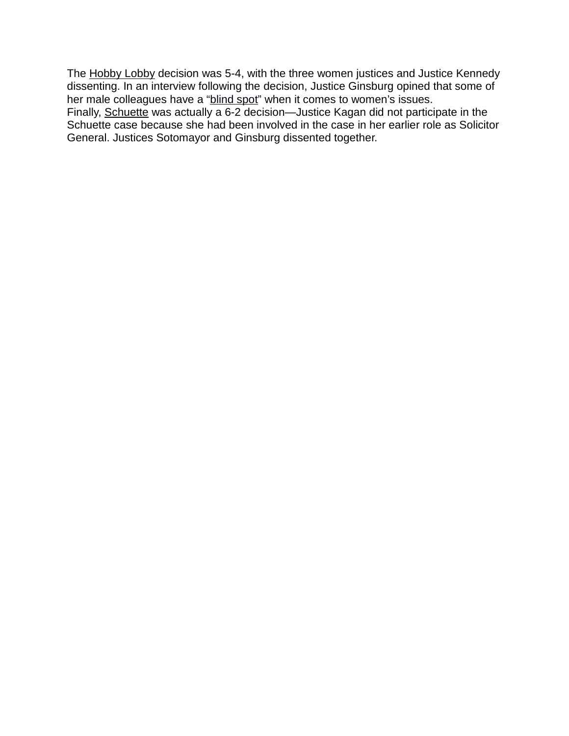The Hobby Lobby decision was 5-4, with the three women justices and Justice Kennedy dissenting. In an interview following the decision, Justice Ginsburg opined that some of her male colleagues have a "blind spot" when it comes to women's issues.

Finally, Schuette was actually a 6-2 decision—Justice Kagan did not participate in the Schuette case because she had been involved in the case in her earlier role as Solicitor General. Justices Sotomayor and Ginsburg dissented together.